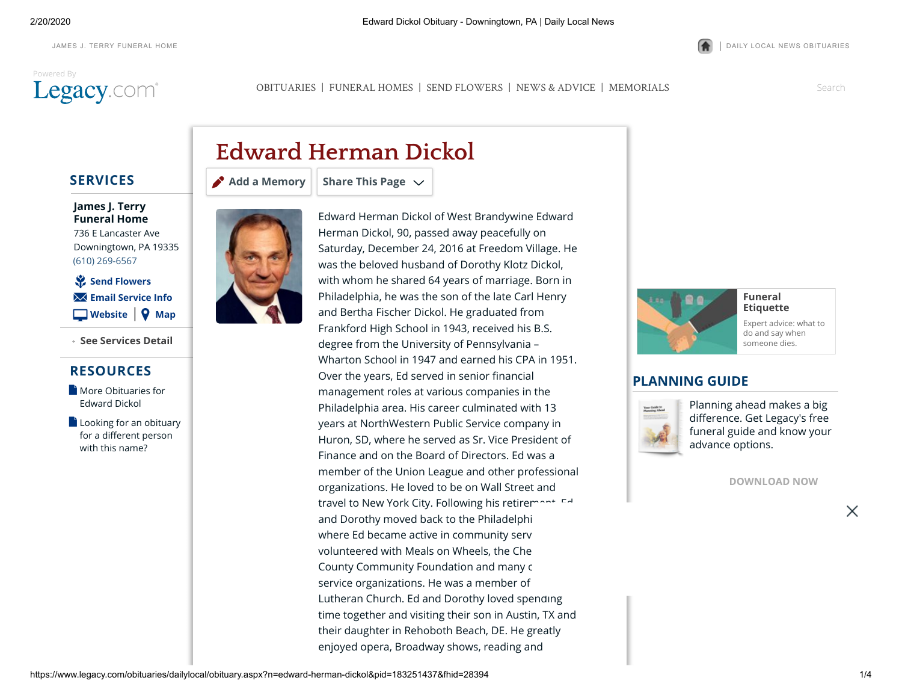JAMES J. TERRY FUNERAL HOME

DAILY LOCAL NEWS OBITUARIES

Powered By Legacy.com

OBITUARIES | FUNERAL HOMES | SEND FLOWERS | NEWS & ADVICE | MEMORIALS

Search

# Edward Herman Dickol

Add a Memory | Share This Page

Edward Herman Dickol of West Brandywine Edward Herman Dickol, 90, passed away peacefully on Saturday, December 24, 2016 at Freedom Village. He was the beloved husband of Dorothy Klotz Dickol, with whom he shared 64 years of marriage. Born in Philadelphia, he was the son of the late Carl Henry and Bertha Fischer Dickol. He graduated from Frankford High School in 1943, received his B.S. degree from the University of Pennsylvania – Wharton School in 1947 and earned his CPA in 1951. Over the years, Ed served in senior financial management roles at various companies in the Philadelphia area. His career culminated with 13 years at NorthWestern Public Service company in Huron, SD, where he served as Sr. Vice President of Finance and on the Board of Directors. Ed was a member of the Union League and other professional organizations. He loved to be on Wall Street and travel to New York City. Following his retirem... Ed and Dorothy moved back to the Philadelphi... where Ed became active in community serv... volunteered with Meals on Wheels, the Che... County Community Foundation and many c... service organizations. He was a member of ... Lutheran Church. Ed and Dorothy loved spending time together and visiting their son in Austin, TX and their daughter in Rehoboth Beach, DE. He greatly enjoyed opera, Broadway shows, reading and

## SERVICES

**James J. Terry Funeral Home**
736 E Lancaster Ave
Downingtown, PA 19335
(610) 269-6567

Send Flowers
Email Service Info
Website | Map

See Services Detail

## RESOURCES

More Obituaries for Edward Dickol

Looking for an obituary for a different person with this name?

**Funeral Etiquette**
Expert advice: what to do and say when someone dies.

## PLANNING GUIDE

Planning ahead makes a big difference. Get Legacy's free funeral guide and know your advance options.

DOWNLOAD NOW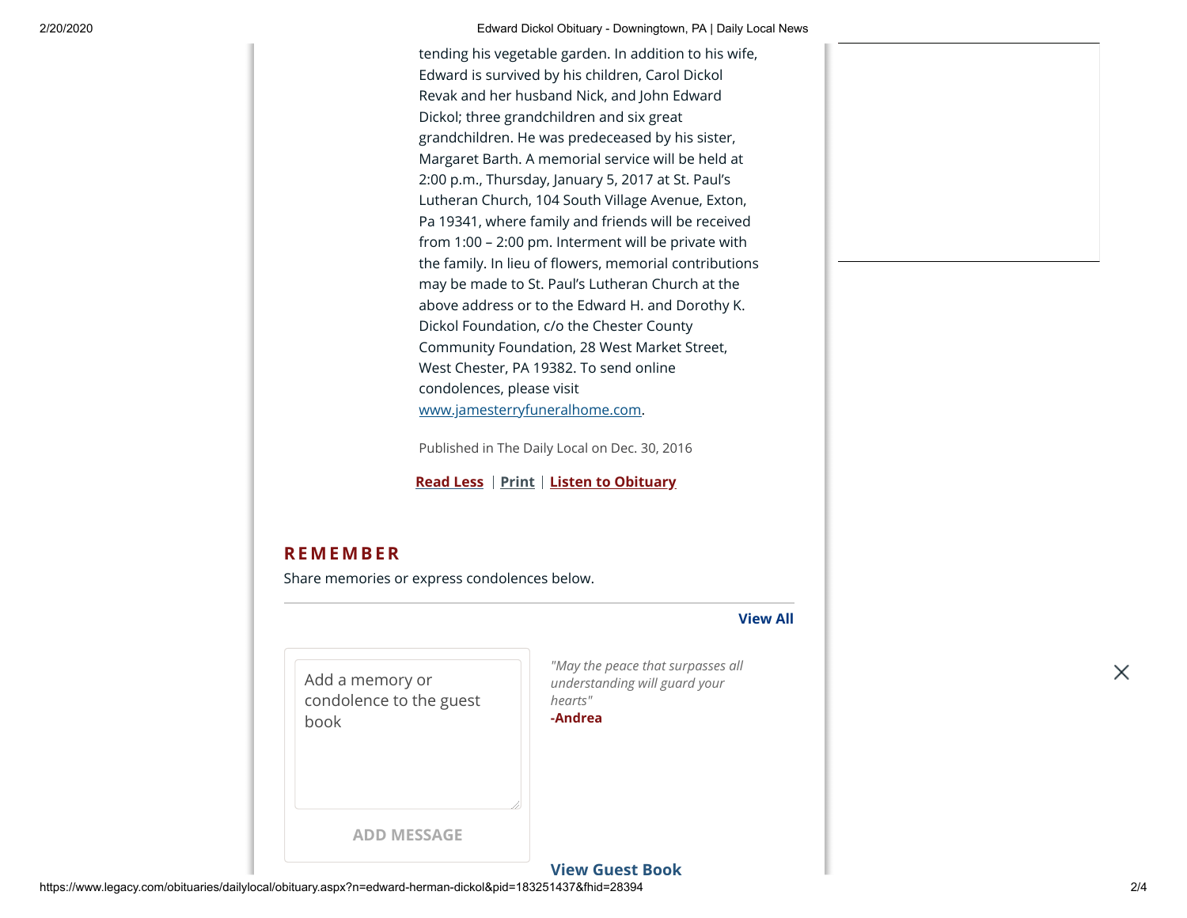tending his vegetable garden. In addition to his wife, Edward is survived by his children, Carol Dickol Revak and her husband Nick, and John Edward Dickol; three grandchildren and six great grandchildren. He was predeceased by his sister, Margaret Barth. A memorial service will be held at 2:00 p.m., Thursday, January 5, 2017 at St. Paul's Lutheran Church, 104 South Village Avenue, Exton, Pa 19341, where family and friends will be received from 1:00 – 2:00 pm. Interment will be private with the family. In lieu of flowers, memorial contributions may be made to St. Paul's Lutheran Church at the above address or to the Edward H. and Dorothy K. Dickol Foundation, c/o the Chester County Community Foundation, 28 West Market Street, West Chester, PA 19382. To send online condolences, please visit www.jamesterryfuneralhome.com.

Published in The Daily Local on Dec. 30, 2016

**Read Less** | **Print** | **Listen to Obituary**

## REMEMBER

Share memories or express condolences below.

**View All**

Add a memory or condolence to the guest book

**ADD MESSAGE**

*"May the peace that surpasses all understanding will guard your hearts"*
**-Andrea**

**View Guest Book**